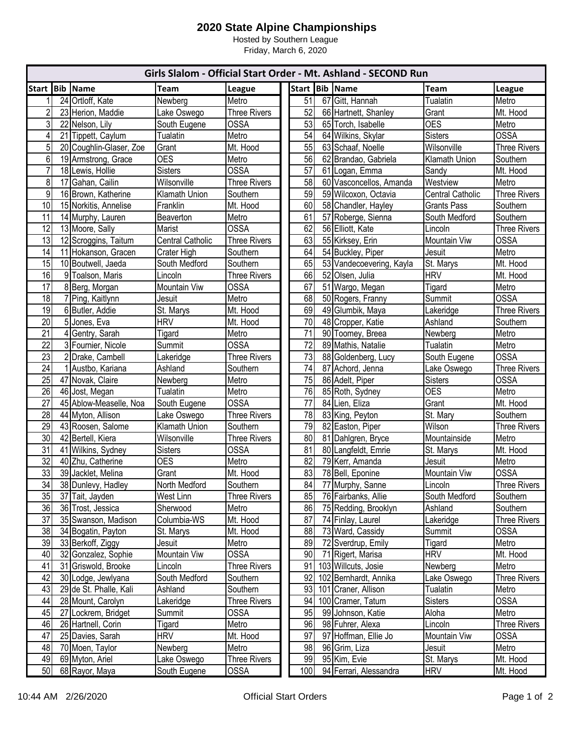# 2020 State Alpine Championships

Hosted by Southern League
Friday, March 6, 2020

## Girls Slalom - Official Start Order - Mt. Ashland - SECOND Run

| Start | Bib | Name | Team | League |
|---|---|---|---|---|
| 1 | 24 | Ortloff, Kate | Newberg | Metro |
| 2 | 23 | Herion, Maddie | Lake Oswego | Three Rivers |
| 3 | 22 | Nelson, Lily | South Eugene | OSSA |
| 4 | 21 | Tippett, Caylum | Tualatin | Metro |
| 5 | 20 | Coughlin-Glaser, Zoe | Grant | Mt. Hood |
| 6 | 19 | Armstrong, Grace | OES | Metro |
| 7 | 18 | Lewis, Hollie | Sisters | OSSA |
| 8 | 17 | Gahan, Cailin | Wilsonville | Three Rivers |
| 9 | 16 | Brown, Katherine | Klamath Union | Southern |
| 10 | 15 | Norkitis, Annelise | Franklin | Mt. Hood |
| 11 | 14 | Murphy, Lauren | Beaverton | Metro |
| 12 | 13 | Moore, Sally | Marist | OSSA |
| 13 | 12 | Scroggins, Taitum | Central Catholic | Three Rivers |
| 14 | 11 | Hokanson, Gracen | Crater High | Southern |
| 15 | 10 | Boutwell, Jaeda | South Medford | Southern |
| 16 | 9 | Toalson, Maris | Lincoln | Three Rivers |
| 17 | 8 | Berg, Morgan | Mountain Viw | OSSA |
| 18 | 7 | Ping, Kaitlynn | Jesuit | Metro |
| 19 | 6 | Butler, Addie | St. Marys | Mt. Hood |
| 20 | 5 | Jones, Eva | HRV | Mt. Hood |
| 21 | 4 | Gentry, Sarah | Tigard | Metro |
| 22 | 3 | Fournier, Nicole | Summit | OSSA |
| 23 | 2 | Drake, Cambell | Lakeridge | Three Rivers |
| 24 | 1 | Austbo, Kariana | Ashland | Southern |
| 25 | 47 | Novak, Claire | Newberg | Metro |
| 26 | 46 | Jost, Megan | Tualatin | Metro |
| 27 | 45 | Ablow-Measelle, Noa | South Eugene | OSSA |
| 28 | 44 | Myton, Allison | Lake Oswego | Three Rivers |
| 29 | 43 | Roosen, Salome | Klamath Union | Southern |
| 30 | 42 | Bertell, Kiera | Wilsonville | Three Rivers |
| 31 | 41 | Wilkins, Sydney | Sisters | OSSA |
| 32 | 40 | Zhu, Catherine | OES | Metro |
| 33 | 39 | Jacklet, Melina | Grant | Mt. Hood |
| 34 | 38 | Dunlevy, Hadley | North Medford | Southern |
| 35 | 37 | Tait, Jayden | West Linn | Three Rivers |
| 36 | 36 | Trost, Jessica | Sherwood | Metro |
| 37 | 35 | Swanson, Madison | Columbia-WS | Mt. Hood |
| 38 | 34 | Bogatin, Payton | St. Marys | Mt. Hood |
| 39 | 33 | Berkoff, Ziggy | Jesuit | Metro |
| 40 | 32 | Gonzalez, Sophie | Mountain Viw | OSSA |
| 41 | 31 | Griswold, Brooke | Lincoln | Three Rivers |
| 42 | 30 | Lodge, Jewlyana | South Medford | Southern |
| 43 | 29 | de St. Phalle, Kali | Ashland | Southern |
| 44 | 28 | Mount, Carolyn | Lakeridge | Three Rivers |
| 45 | 27 | Lockrem, Bridget | Summit | OSSA |
| 46 | 26 | Hartnell, Corin | Tigard | Metro |
| 47 | 25 | Davies, Sarah | HRV | Mt. Hood |
| 48 | 70 | Moen, Taylor | Newberg | Metro |
| 49 | 69 | Myton, Ariel | Lake Oswego | Three Rivers |
| 50 | 68 | Rayor, Maya | South Eugene | OSSA |
| 51 | 67 | Gitt, Hannah | Tualatin | Metro |
| 52 | 66 | Hartnett, Shanley | Grant | Mt. Hood |
| 53 | 65 | Torch, Isabelle | OES | Metro |
| 54 | 64 | Wilkins, Skylar | Sisters | OSSA |
| 55 | 63 | Schaaf, Noelle | Wilsonville | Three Rivers |
| 56 | 62 | Brandao, Gabriela | Klamath Union | Southern |
| 57 | 61 | Logan, Emma | Sandy | Mt. Hood |
| 58 | 60 | Vasconcellos, Amanda | Westview | Metro |
| 59 | 59 | Wilcoxon, Octavia | Central Catholic | Three Rivers |
| 60 | 58 | Chandler, Hayley | Grants Pass | Southern |
| 61 | 57 | Roberge, Sienna | South Medford | Southern |
| 62 | 56 | Elliott, Kate | Lincoln | Three Rivers |
| 63 | 55 | Kirksey, Erin | Mountain Viw | OSSA |
| 64 | 54 | Buckley, Piper | Jesuit | Metro |
| 65 | 53 | Vandecoevering, Kayla | St. Marys | Mt. Hood |
| 66 | 52 | Olsen, Julia | HRV | Mt. Hood |
| 67 | 51 | Wargo, Megan | Tigard | Metro |
| 68 | 50 | Rogers, Franny | Summit | OSSA |
| 69 | 49 | Glumbik, Maya | Lakeridge | Three Rivers |
| 70 | 48 | Cropper, Katie | Ashland | Southern |
| 71 | 90 | Toomey, Breea | Newberg | Metro |
| 72 | 89 | Mathis, Natalie | Tualatin | Metro |
| 73 | 88 | Goldenberg, Lucy | South Eugene | OSSA |
| 74 | 87 | Achord, Jenna | Lake Oswego | Three Rivers |
| 75 | 86 | Adelt, Piper | Sisters | OSSA |
| 76 | 85 | Roth, Sydney | OES | Metro |
| 77 | 84 | Lien, Eliza | Grant | Mt. Hood |
| 78 | 83 | King, Peyton | St. Mary | Southern |
| 79 | 82 | Easton, Piper | Wilson | Three Rivers |
| 80 | 81 | Dahlgren, Bryce | Mountainside | Metro |
| 81 | 80 | Langfeldt, Emrie | St. Marys | Mt. Hood |
| 82 | 79 | Kerr, Amanda | Jesuit | Metro |
| 83 | 78 | Bell, Eponine | Mountain Viw | OSSA |
| 84 | 77 | Murphy, Sanne | Lincoln | Three Rivers |
| 85 | 76 | Fairbanks, Allie | South Medford | Southern |
| 86 | 75 | Redding, Brooklyn | Ashland | Southern |
| 87 | 74 | Finlay, Laurel | Lakeridge | Three Rivers |
| 88 | 73 | Ward, Cassidy | Summit | OSSA |
| 89 | 72 | Sverdrup, Emily | Tigard | Metro |
| 90 | 71 | Rigert, Marisa | HRV | Mt. Hood |
| 91 | 103 | Willcuts, Josie | Newberg | Metro |
| 92 | 102 | Bernhardt, Annika | Lake Oswego | Three Rivers |
| 93 | 101 | Craner, Allison | Tualatin | Metro |
| 94 | 100 | Cramer, Tatum | Sisters | OSSA |
| 95 | 99 | Johnson, Katie | Aloha | Metro |
| 96 | 98 | Fuhrer, Alexa | Lincoln | Three Rivers |
| 97 | 97 | Hoffman, Ellie Jo | Mountain Viw | OSSA |
| 98 | 96 | Grim, Liza | Jesuit | Metro |
| 99 | 95 | Kim, Evie | St. Marys | Mt. Hood |
| 100 | 94 | Ferrari, Alessandra | HRV | Mt. Hood |

10:44 AM 2/26/2020 — Official Start Orders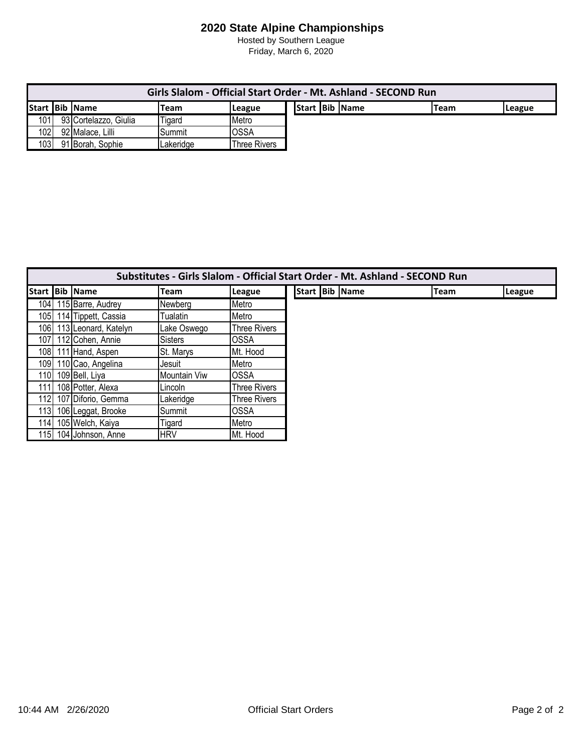# 2020 State Alpine Championships

Hosted by Southern League

Friday, March 6, 2020

## Girls Slalom - Official Start Order - Mt. Ashland - SECOND Run

| Start | Bib | Name | Team | League | Start | Bib | Name | Team | League |
|---|---|---|---|---|---|---|---|---|---|
| 101 | 93 | Cortelazzo, Giulia | Tigard | Metro | | | | | |
| 102 | 92 | Malace, Lilli | Summit | OSSA | | | | | |
| 103 | 91 | Borah, Sophie | Lakeridge | Three Rivers | | | | | |

## Substitutes - Girls Slalom - Official Start Order - Mt. Ashland - SECOND Run

| Start | Bib | Name | Team | League | Start | Bib | Name | Team | League |
|---|---|---|---|---|---|---|---|---|---|
| 104 | 115 | Barre, Audrey | Newberg | Metro | | | | | |
| 105 | 114 | Tippett, Cassia | Tualatin | Metro | | | | | |
| 106 | 113 | Leonard, Katelyn | Lake Oswego | Three Rivers | | | | | |
| 107 | 112 | Cohen, Annie | Sisters | OSSA | | | | | |
| 108 | 111 | Hand, Aspen | St. Marys | Mt. Hood | | | | | |
| 109 | 110 | Cao, Angelina | Jesuit | Metro | | | | | |
| 110 | 109 | Bell, Liya | Mountain Viw | OSSA | | | | | |
| 111 | 108 | Potter, Alexa | Lincoln | Three Rivers | | | | | |
| 112 | 107 | Diforio, Gemma | Lakeridge | Three Rivers | | | | | |
| 113 | 106 | Leggat, Brooke | Summit | OSSA | | | | | |
| 114 | 105 | Welch, Kaiya | Tigard | Metro | | | | | |
| 115 | 104 | Johnson, Anne | HRV | Mt. Hood | | | | | |

10:44 AM 2/26/2020 Official Start Orders